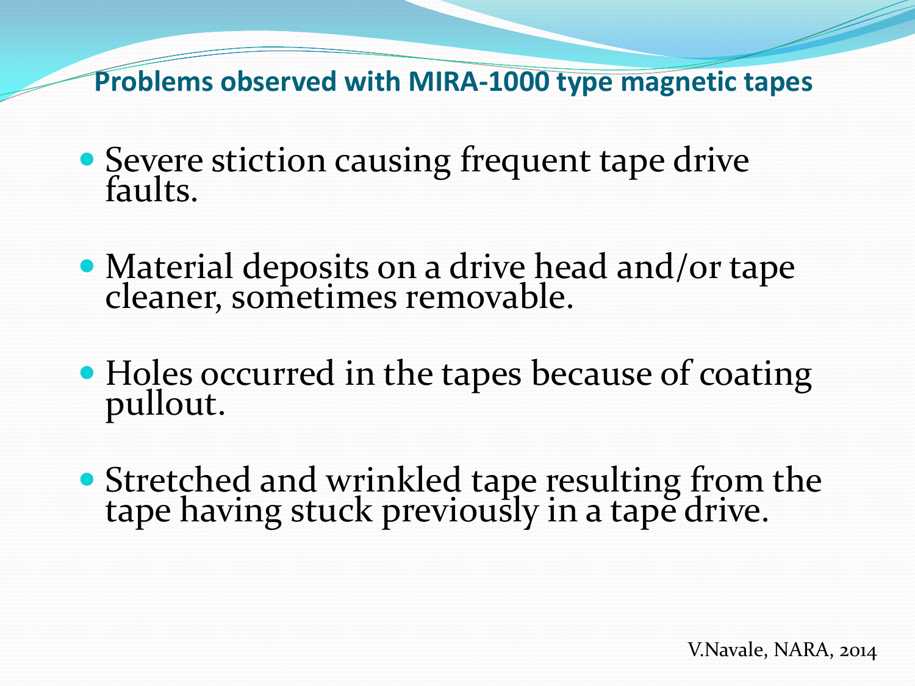## Problems observed with MIRA-1000 type magnetic tapes

- Severe stiction causing frequent tape drive faults.
- Material deposits on a drive head and/or tape cleaner, sometimes removable.
- Holes occurred in the tapes because of coating pullout.
- Stretched and wrinkled tape resulting from the tape having stuck previously in a tape drive.

V.Navale, NARA, 2014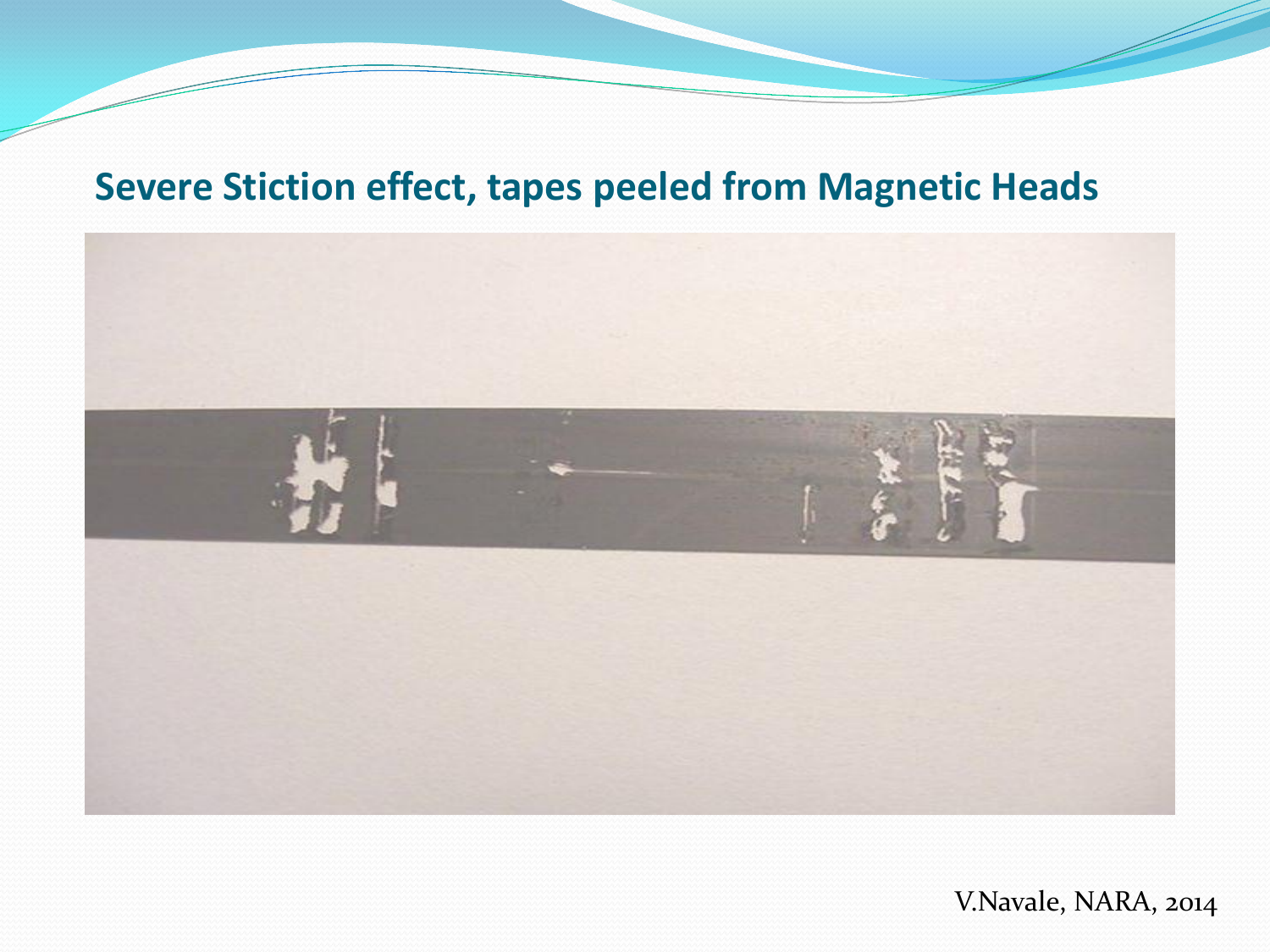## Severe Stiction effect, tapes peeled from Magnetic Heads

V.Navale, NARA, 2014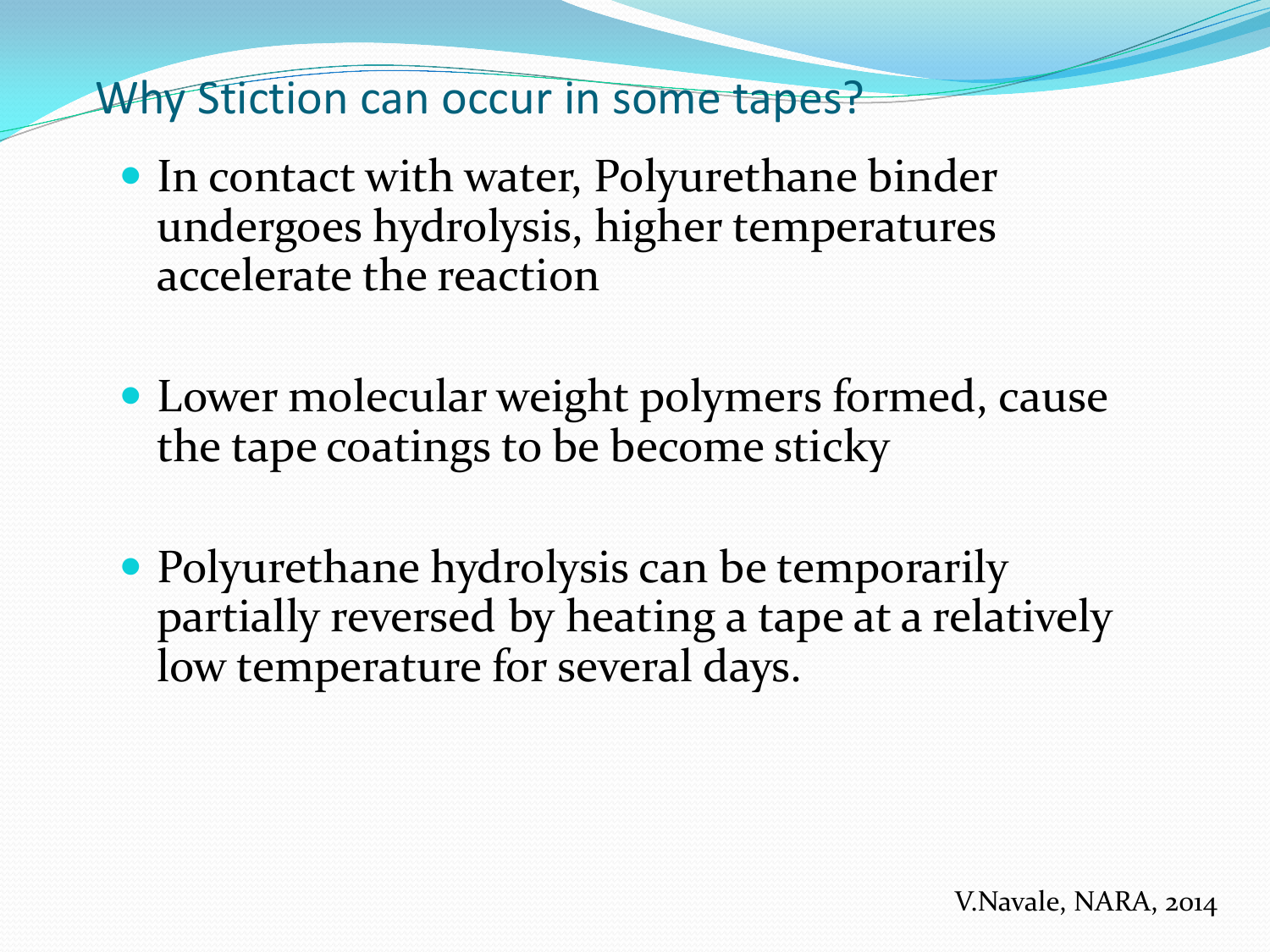## Why Stiction can occur in some tapes?

- In contact with water, Polyurethane binder undergoes hydrolysis, higher temperatures accelerate the reaction
- Lower molecular weight polymers formed, cause the tape coatings to be become sticky
- Polyurethane hydrolysis can be temporarily partially reversed by heating a tape at a relatively low temperature for several days.

V.Navale, NARA, 2014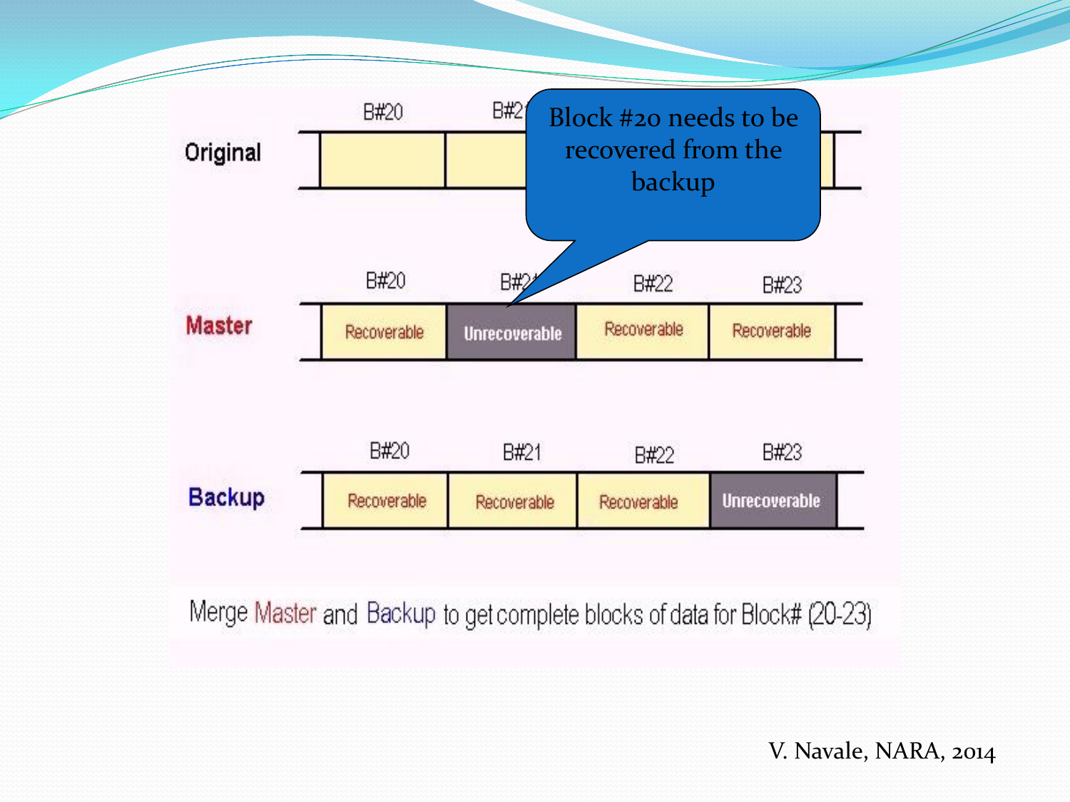| | B#20 | B#21 | B#22 | B#23 |
|---|---|---|---|---|
| **Original** | | | | |
| **Master** | Recoverable | Unrecoverable | Recoverable | Recoverable |
| **Backup** | Recoverable | Recoverable | Recoverable | Unrecoverable |

Block #20 needs to be recovered from the backup

Merge Master and Backup to get complete blocks of data for Block# (20-23)

V. Navale, NARA, 2014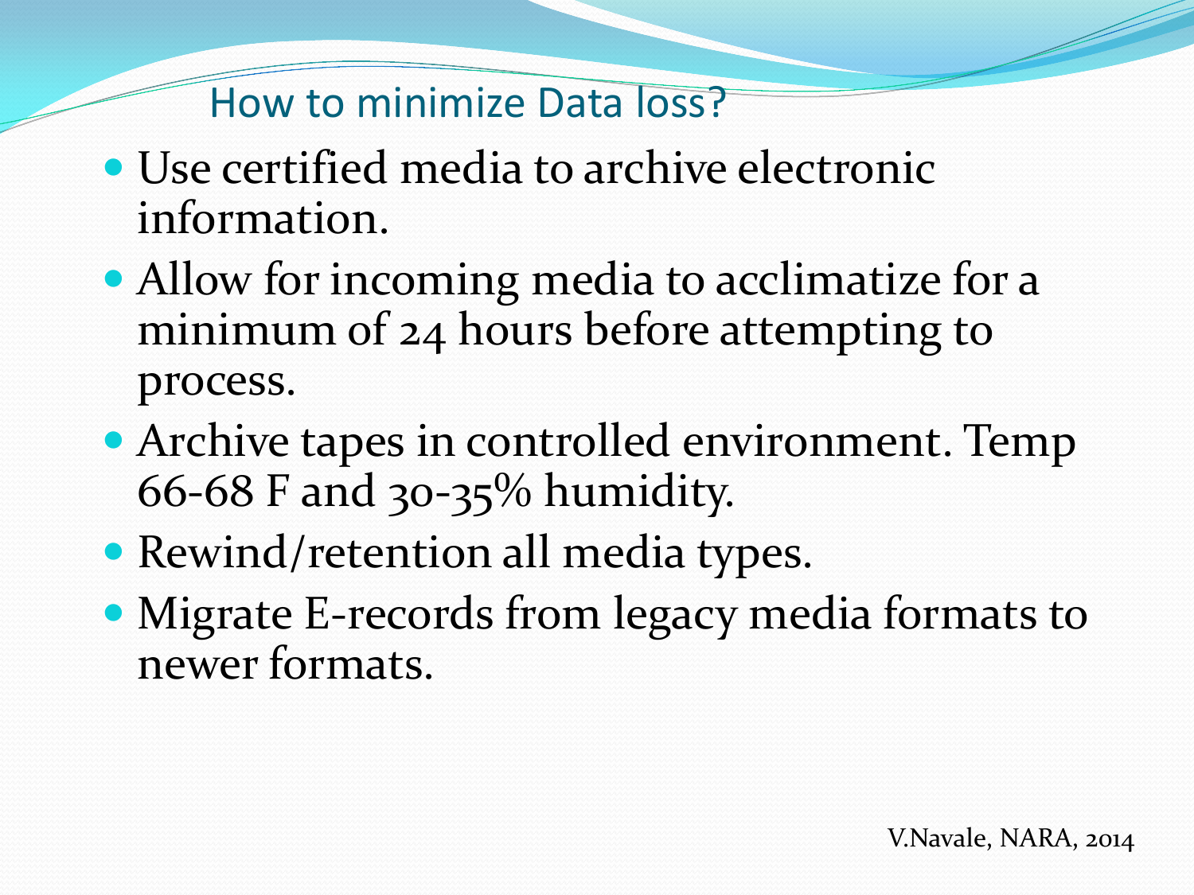## How to minimize Data loss?

- Use certified media to archive electronic information.
- Allow for incoming media to acclimatize for a minimum of 24 hours before attempting to process.
- Archive tapes in controlled environment. Temp 66-68 F and 30-35% humidity.
- Rewind/retention all media types.
- Migrate E-records from legacy media formats to newer formats.

V.Navale, NARA, 2014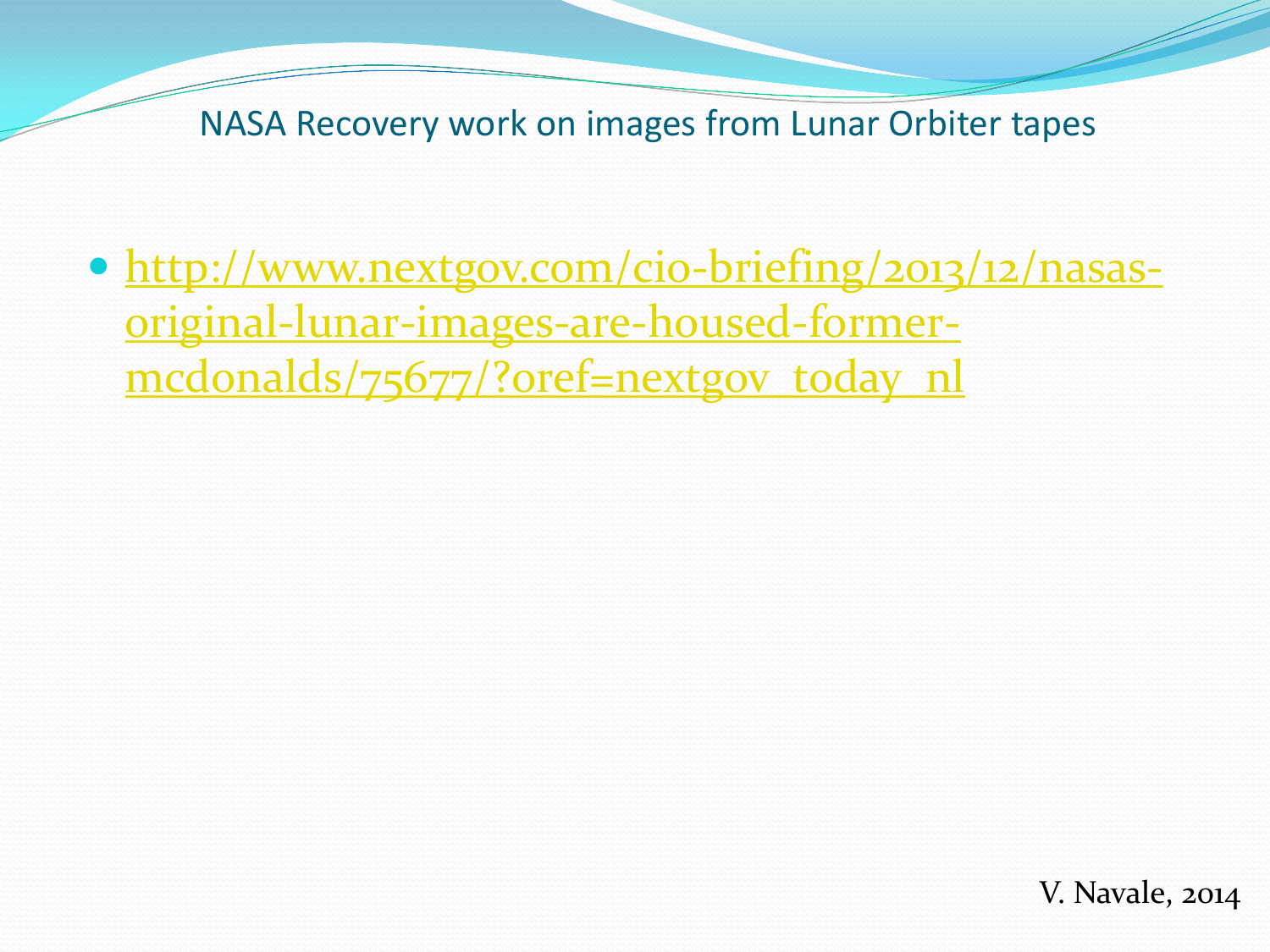## NASA Recovery work on images from Lunar Orbiter tapes

- http://www.nextgov.com/cio-briefing/2013/12/nasas-original-lunar-images-are-housed-former-mcdonalds/75677/?oref=nextgov_today_nl

V. Navale, 2014